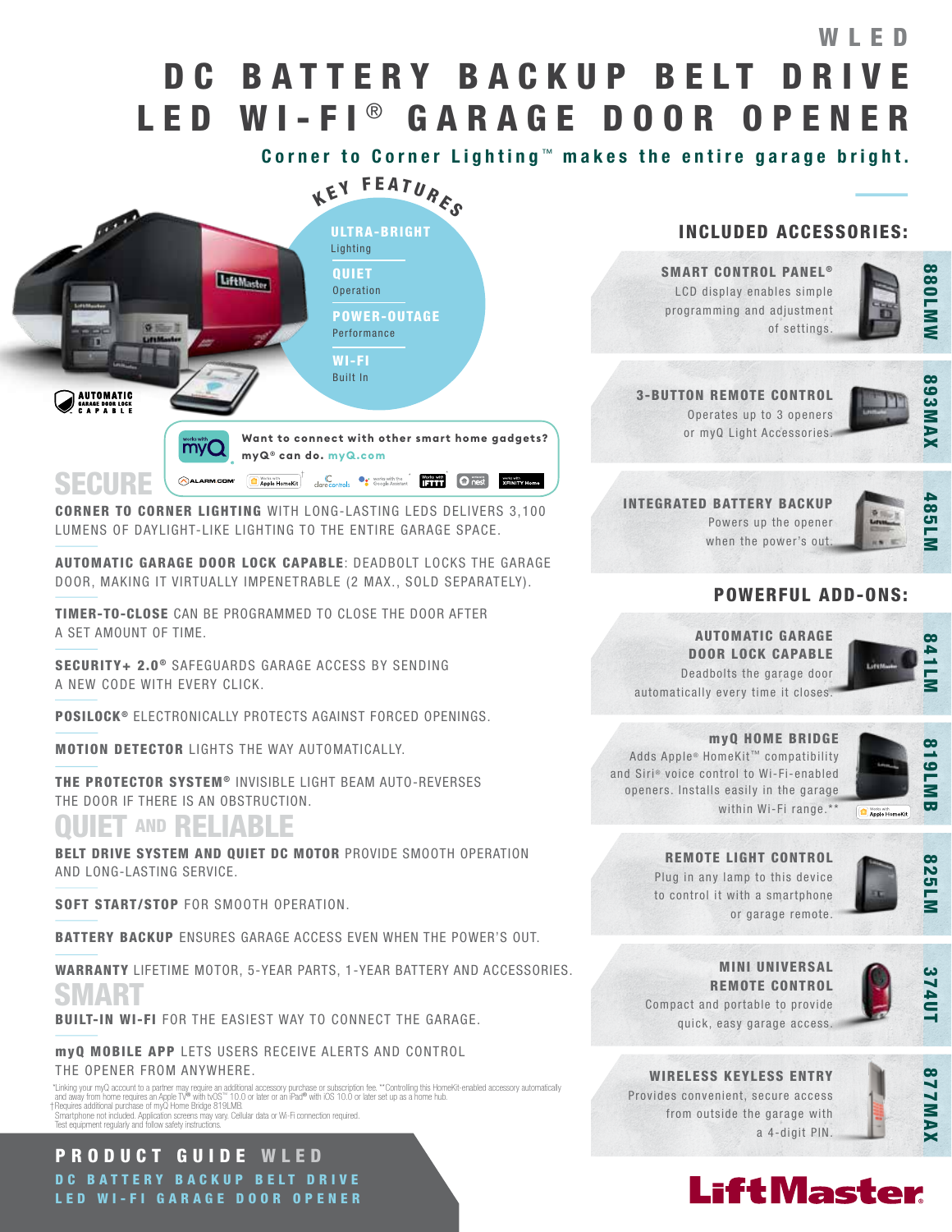WLED

# DC BATTERY BACKUP BELT DRIVE LED WI-FI® GARAGE DOOR OPENER

**Corner to Corner Lighting™ makes the entire garage bright.**

## KEY FEATURES

- **ULTRA-BRIGHT** Lighting
- **QUIET** Operation
- **POWER-OUTAGE** Performance
- **WI-FI** Built In

AUTOMATIC GARAGE DOOR LOCK CAPABLE

**Want to connect with other smart home gadgets? myQ® can do. myQ.com**

Works with myQ · ALARM.COM · Works with Apple HomeKit† · clare controls · Works with the Google Assistant · Works with IFTTT · Works with nest · Works with XFINITY Home

## SECURE

**CORNER TO CORNER LIGHTING** WITH LONG-LASTING LEDS DELIVERS 3,100 LUMENS OF DAYLIGHT-LIKE LIGHTING TO THE ENTIRE GARAGE SPACE.

**AUTOMATIC GARAGE DOOR LOCK CAPABLE**: DEADBOLT LOCKS THE GARAGE DOOR, MAKING IT VIRTUALLY IMPENETRABLE (2 MAX., SOLD SEPARATELY).

**TIMER-TO-CLOSE** CAN BE PROGRAMMED TO CLOSE THE DOOR AFTER A SET AMOUNT OF TIME.

**SECURITY+ 2.0®** SAFEGUARDS GARAGE ACCESS BY SENDING A NEW CODE WITH EVERY CLICK.

**POSILOCK®** ELECTRONICALLY PROTECTS AGAINST FORCED OPENINGS.

**MOTION DETECTOR** LIGHTS THE WAY AUTOMATICALLY.

**THE PROTECTOR SYSTEM®** INVISIBLE LIGHT BEAM AUTO-REVERSES THE DOOR IF THERE IS AN OBSTRUCTION.

## QUIET AND RELIABLE

**BELT DRIVE SYSTEM AND QUIET DC MOTOR** PROVIDE SMOOTH OPERATION AND LONG-LASTING SERVICE.

**SOFT START/STOP** FOR SMOOTH OPERATION.

**BATTERY BACKUP** ENSURES GARAGE ACCESS EVEN WHEN THE POWER'S OUT.

**WARRANTY** LIFETIME MOTOR, 5-YEAR PARTS, 1-YEAR BATTERY AND ACCESSORIES.

## SMART

**BUILT-IN WI-FI** FOR THE EASIEST WAY TO CONNECT THE GARAGE.

**myQ MOBILE APP** LETS USERS RECEIVE ALERTS AND CONTROL THE OPENER FROM ANYWHERE.

*Linking your myQ account to a partner may require an additional accessory purchase or subscription fee. **Controlling this HomeKit-enabled accessory automatically and away from home requires an Apple TV® with tvOS™ 10.0 or later or an iPad® with iOS 10.0 or later set up as a home hub.
†Requires additional purchase of myQ Home Bridge 819LMB.
Smartphone not included. Application screens may vary. Cellular data or Wi-Fi connection required.
Test equipment regularly and follow safety instructions.

## INCLUDED ACCESSORIES:

**880LMW – SMART CONTROL PANEL®**
LCD display enables simple programming and adjustment of settings.

**893MAX – 3-BUTTON REMOTE CONTROL**
Operates up to 3 openers or myQ Light Accessories.

**485LM – INTEGRATED BATTERY BACKUP**
Powers up the opener when the power's out.

## POWERFUL ADD-ONS:

**841LM – AUTOMATIC GARAGE DOOR LOCK CAPABLE**
Deadbolts the garage door automatically every time it closes.

**819LMB – myQ HOME BRIDGE**
Adds Apple® HomeKit™ compatibility and Siri® voice control to Wi-Fi-enabled openers. Installs easily in the garage within Wi-Fi range.**

**825LM – REMOTE LIGHT CONTROL**
Plug in any lamp to this device to control it with a smartphone or garage remote.

**374UT – MINI UNIVERSAL REMOTE CONTROL**
Compact and portable to provide quick, easy garage access.

**877MAX – WIRELESS KEYLESS ENTRY**
Provides convenient, secure access from outside the garage with a 4-digit PIN.

**PRODUCT GUIDE WLED**
**DC BATTERY BACKUP BELT DRIVE LED WI-FI GARAGE DOOR OPENER**

LiftMaster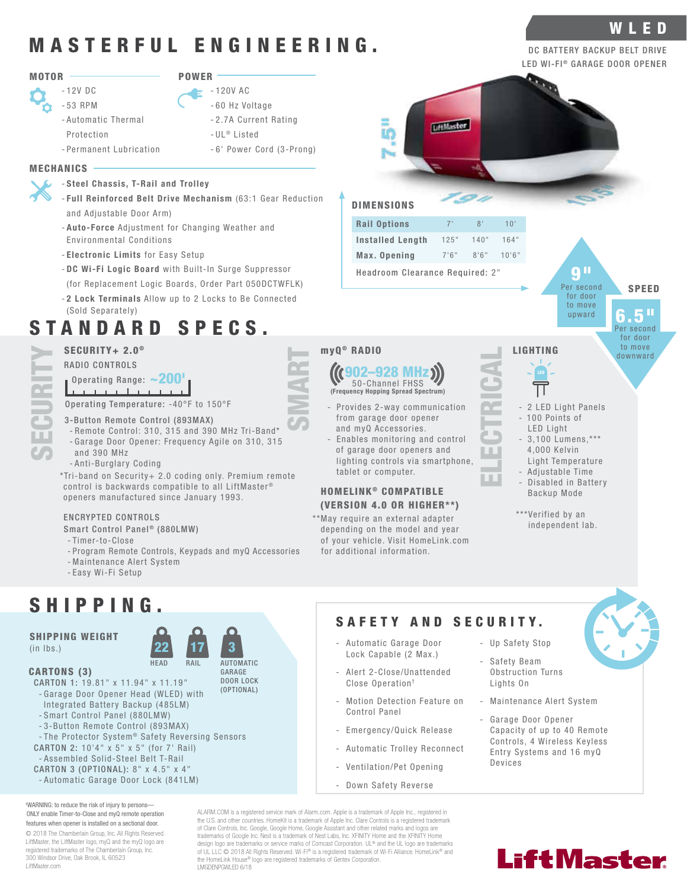# MASTERFUL ENGINEERING.

**WLED**

DC BATTERY BACKUP BELT DRIVE
LED WI-FI® GARAGE DOOR OPENER

## MOTOR

- 12V DC
- 53 RPM
- Automatic Thermal Protection
- Permanent Lubrication

## POWER

- 120V AC
- 60 Hz Voltage
- 2.7A Current Rating
- UL® Listed
- 6' Power Cord (3-Prong)

## MECHANICS

- **Steel Chassis, T-Rail and Trolley**
- **Full Reinforced Belt Drive Mechanism** (63:1 Gear Reduction and Adjustable Door Arm)
- **Auto-Force** Adjustment for Changing Weather and Environmental Conditions
- **Electronic Limits** for Easy Setup
- **DC Wi-Fi Logic Board** with Built-In Surge Suppressor (for Replacement Logic Boards, Order Part 050DCTWFLK)
- **2 Lock Terminals** Allow up to 2 Locks to Be Connected (Sold Separately)

7.5"
19"
10.5"

## DIMENSIONS

| Rail Options | 7' | 8' | 10' |
|---|---|---|---|
| Installed Length | 125" | 140" | 164" |
| Max. Opening | 7'6" | 8'6" | 10'6" |

Headroom Clearance Required: 2"

## SPEED

9" Per second for door to move upward

6.5" Per second for door to move downward

# STANDARD SPECS.

## SECURITY

### SECURITY+ 2.0®

RADIO CONTROLS

Operating Range: ~200'

Operating Temperature: -40°F to 150°F

3-Button Remote Control (893MAX)
- Remote Control: 310, 315 and 390 MHz Tri-Band*
- Garage Door Opener: Frequency Agile on 310, 315 and 390 MHz
- Anti-Burglary Coding

*Tri-band on Security+ 2.0 coding only. Premium remote control is backwards compatible to all LiftMaster® openers manufactured since January 1993.

ENCRYPTED CONTROLS

Smart Control Panel® (880LMW)
- Timer-to-Close
- Program Remote Controls, Keypads and myQ Accessories
- Maintenance Alert System
- Easy Wi-Fi Setup

## SMART

### myQ® RADIO

902–928 MHz
50-Channel FHSS
(Frequency Hopping Spread Spectrum)

- Provides 2-way communication from garage door opener and myQ Accessories.
- Enables monitoring and control of garage door openers and lighting controls via smartphone, tablet or computer.

### HOMELINK® COMPATIBLE (VERSION 4.0 OR HIGHER**)

**May require an external adapter depending on the model and year of your vehicle. Visit HomeLink.com for additional information.

## ELECTRICAL

### LIGHTING

- 2 LED Light Panels
- 100 Points of LED Light
- 3,100 Lumens,***  4,000 Kelvin Light Temperature
- Adjustable Time
- Disabled in Battery Backup Mode

***Verified by an independent lab.

# SHIPPING.

## SHIPPING WEIGHT

(in lbs.)

22 HEAD | 17 RAIL | 3 AUTOMATIC GARAGE DOOR LOCK (OPTIONAL)

## CARTONS (3)

CARTON 1: 19.81" x 11.94" x 11.19"
- Garage Door Opener Head (WLED) with Integrated Battery Backup (485LM)
- Smart Control Panel (880LMW)
- 3-Button Remote Control (893MAX)
- The Protector System® Safety Reversing Sensors

CARTON 2: 10'4" x 5" x 5" (for 7' Rail)
- Assembled Solid-Steel Belt T-Rail

CARTON 3 (OPTIONAL): 8" x 4.5" x 4"
- Automatic Garage Door Lock (841LM)

# SAFETY AND SECURITY.

- Automatic Garage Door Lock Capable (2 Max.)
- Alert 2-Close/Unattended Close Operation†
- Motion Detection Feature on Control Panel
- Emergency/Quick Release
- Automatic Trolley Reconnect
- Ventilation/Pet Opening
- Down Safety Reverse
- Up Safety Stop
- Safety Beam Obstruction Turns Lights On
- Maintenance Alert System
- Garage Door Opener Capacity of up to 40 Remote Controls, 4 Wireless Keyless Entry Systems and 16 myQ Devices

†WARNING: to reduce the risk of injury to persons—ONLY enable Timer-to-Close and myQ remote operation features when opener is installed on a sectional door.

© 2018 The Chamberlain Group, Inc. All Rights Reserved. LiftMaster, the LiftMaster logo, myQ and the myQ logo are registered trademarks of The Chamberlain Group, Inc. 300 Windsor Drive, Oak Brook, IL 60523 LiftMaster.com

ALARM.COM is a registered service mark of Alarm.com. Apple is a trademark of Apple Inc., registered in the U.S. and other countries. HomeKit is a trademark of Apple Inc. Clare Controls is a registered trademark of Clare Controls, Inc. Google, Google Home, Google Assistant and other related marks and logos are trademarks of Google Inc. Nest is a trademark of Nest Labs, Inc. XFINITY Home and the XFINITY Home design logo are trademarks or service marks of Comcast Corporation. UL® and the UL logo are trademarks of UL LLC © 2018 All Rights Reserved. Wi-Fi® is a registered trademark of Wi-Fi Alliance. HomeLink® and the HomeLink House® logo are registered trademarks of Gentex Corporation.
LMGDENPGWLED 6/18

LiftMaster